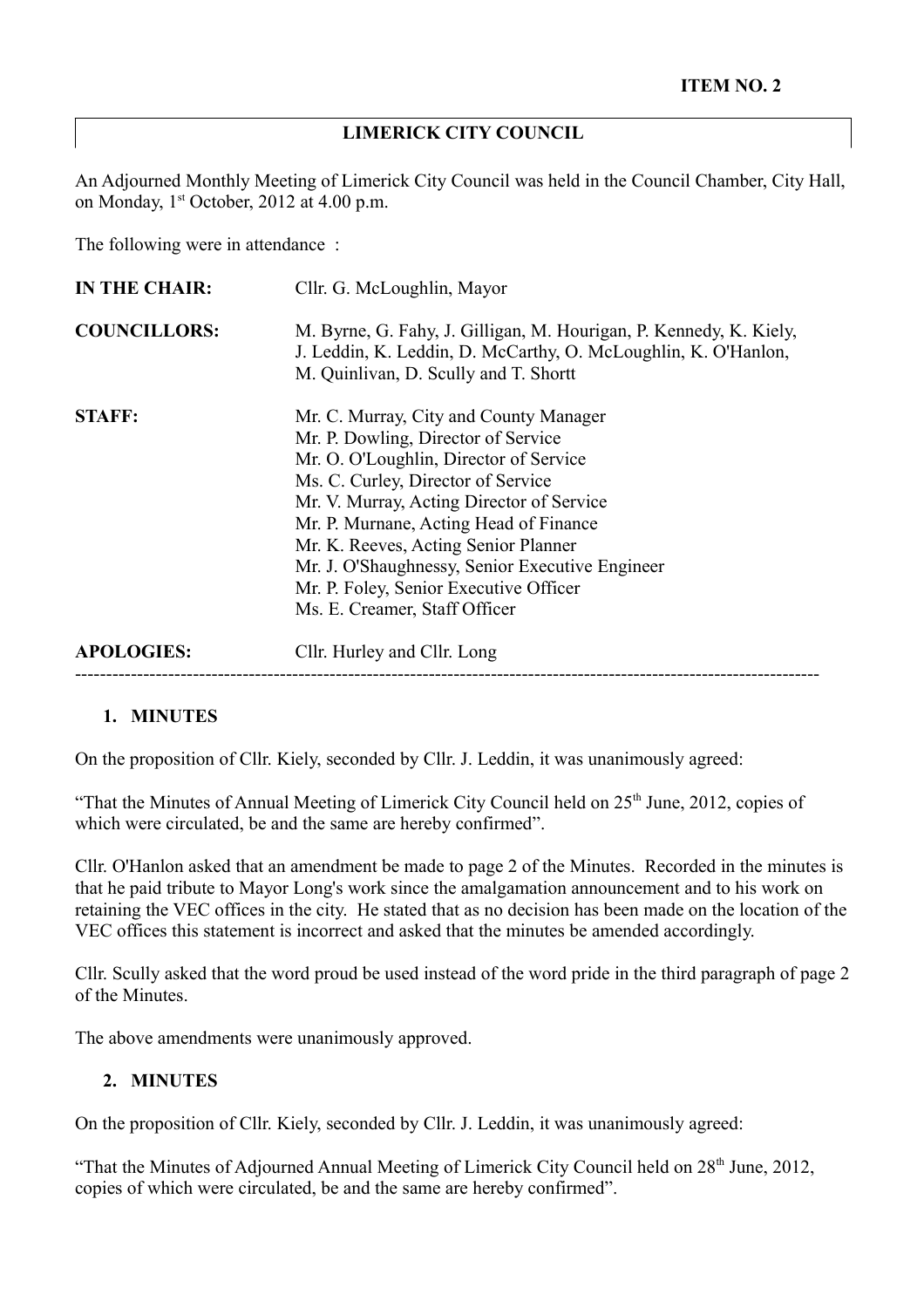**ITEM NO. 2**

## LIMERICK CITY COUNCIL

An Adjourned Monthly Meeting of Limerick City Council was held in the Council Chamber, City Hall, on Monday, 1st October, 2012 at 4.00 p.m.

The following were in attendance :

| | |
|---|---|
| **IN THE CHAIR:** | Cllr. G. McLoughlin, Mayor |
| **COUNCILLORS:** | M. Byrne, G. Fahy, J. Gilligan, M. Hourigan, P. Kennedy, K. Kiely, J. Leddin, K. Leddin, D. McCarthy, O. McLoughlin, K. O'Hanlon, M. Quinlivan, D. Scully and T. Shortt |
| **STAFF:** | Mr. C. Murray, City and County Manager<br>Mr. P. Dowling, Director of Service<br>Mr. O. O'Loughlin, Director of Service<br>Ms. C. Curley, Director of Service<br>Mr. V. Murray, Acting Director of Service<br>Mr. P. Murnane, Acting Head of Finance<br>Mr. K. Reeves, Acting Senior Planner<br>Mr. J. O'Shaughnessy, Senior Executive Engineer<br>Mr. P. Foley, Senior Executive Officer<br>Ms. E. Creamer, Staff Officer |
| **APOLOGIES:** | Cllr. Hurley and Cllr. Long |

---

### 1. MINUTES

On the proposition of Cllr. Kiely, seconded by Cllr. J. Leddin, it was unanimously agreed:

"That the Minutes of Annual Meeting of Limerick City Council held on 25th June, 2012, copies of which were circulated, be and the same are hereby confirmed".

Cllr. O'Hanlon asked that an amendment be made to page 2 of the Minutes. Recorded in the minutes is that he paid tribute to Mayor Long's work since the amalgamation announcement and to his work on retaining the VEC offices in the city. He stated that as no decision has been made on the location of the VEC offices this statement is incorrect and asked that the minutes be amended accordingly.

Cllr. Scully asked that the word proud be used instead of the word pride in the third paragraph of page 2 of the Minutes.

The above amendments were unanimously approved.

### 2. MINUTES

On the proposition of Cllr. Kiely, seconded by Cllr. J. Leddin, it was unanimously agreed:

"That the Minutes of Adjourned Annual Meeting of Limerick City Council held on 28th June, 2012, copies of which were circulated, be and the same are hereby confirmed".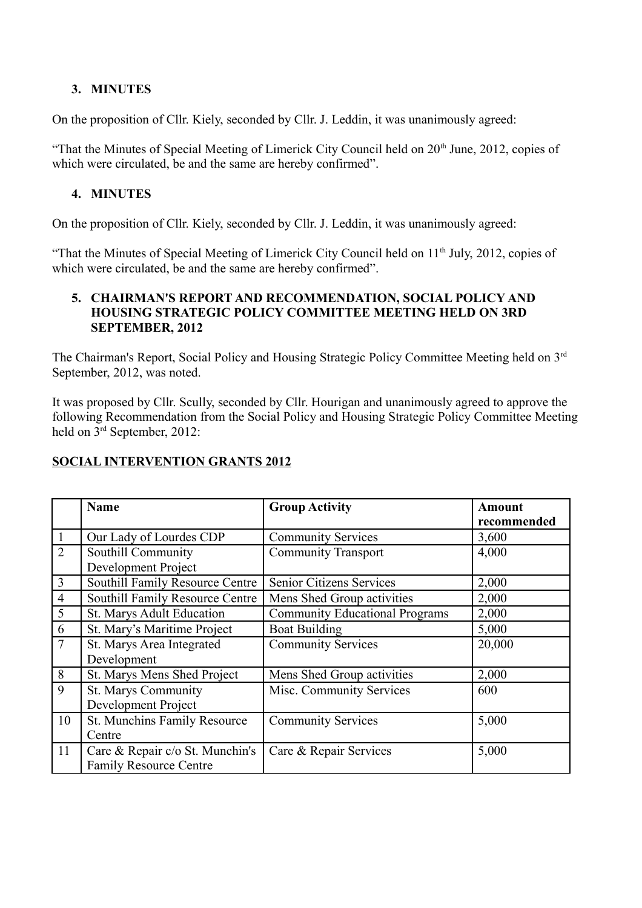### 3. MINUTES

On the proposition of Cllr. Kiely, seconded by Cllr. J. Leddin, it was unanimously agreed:

"That the Minutes of Special Meeting of Limerick City Council held on 20th June, 2012, copies of which were circulated, be and the same are hereby confirmed".

### 4. MINUTES

On the proposition of Cllr. Kiely, seconded by Cllr. J. Leddin, it was unanimously agreed:

"That the Minutes of Special Meeting of Limerick City Council held on 11th July, 2012, copies of which were circulated, be and the same are hereby confirmed".

### 5. CHAIRMAN'S REPORT AND RECOMMENDATION, SOCIAL POLICY AND HOUSING STRATEGIC POLICY COMMITTEE MEETING HELD ON 3RD SEPTEMBER, 2012

The Chairman's Report, Social Policy and Housing Strategic Policy Committee Meeting held on 3rd September, 2012, was noted.

It was proposed by Cllr. Scully, seconded by Cllr. Hourigan and unanimously agreed to approve the following Recommendation from the Social Policy and Housing Strategic Policy Committee Meeting held on 3rd September, 2012:

**SOCIAL INTERVENTION GRANTS 2012**

| | Name | Group Activity | Amount recommended |
|---|---|---|---|
| 1 | Our Lady of Lourdes CDP | Community Services | 3,600 |
| 2 | Southill Community Development Project | Community Transport | 4,000 |
| 3 | Southill Family Resource Centre | Senior Citizens Services | 2,000 |
| 4 | Southill Family Resource Centre | Mens Shed Group activities | 2,000 |
| 5 | St. Marys Adult Education | Community Educational Programs | 2,000 |
| 6 | St. Mary's Maritime Project | Boat Building | 5,000 |
| 7 | St. Marys Area Integrated Development | Community Services | 20,000 |
| 8 | St. Marys Mens Shed Project | Mens Shed Group activities | 2,000 |
| 9 | St. Marys Community Development Project | Misc. Community Services | 600 |
| 10 | St. Munchins Family Resource Centre | Community Services | 5,000 |
| 11 | Care & Repair c/o St. Munchin's Family Resource Centre | Care & Repair Services | 5,000 |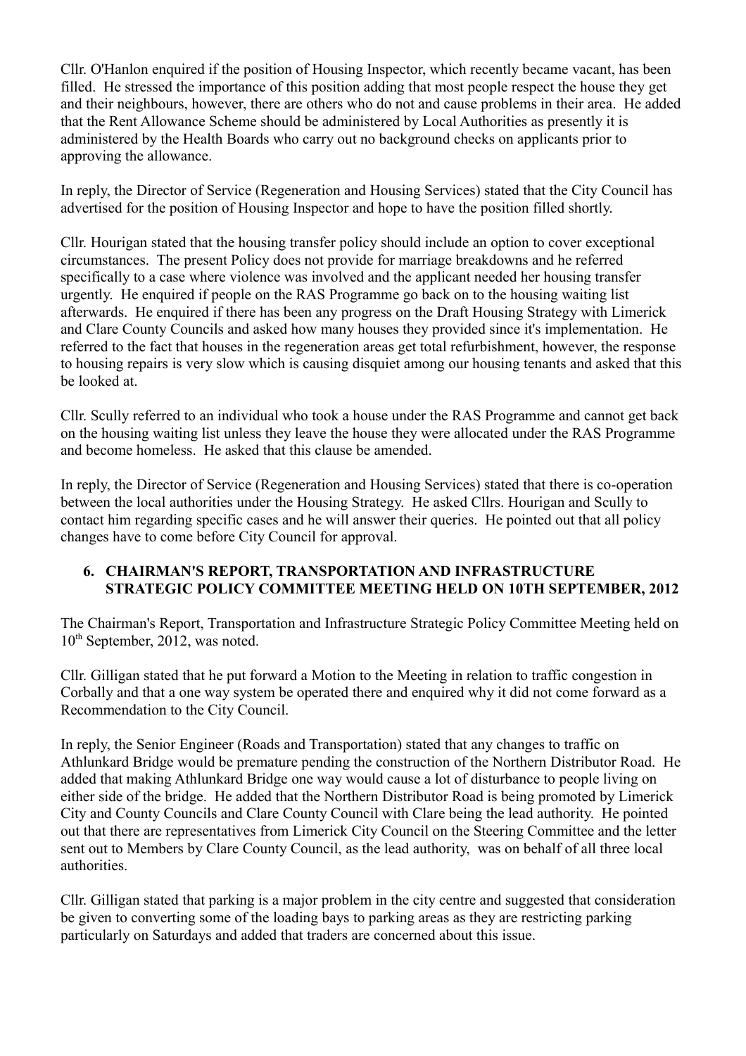Cllr. O'Hanlon enquired if the position of Housing Inspector, which recently became vacant, has been filled. He stressed the importance of this position adding that most people respect the house they get and their neighbours, however, there are others who do not and cause problems in their area. He added that the Rent Allowance Scheme should be administered by Local Authorities as presently it is administered by the Health Boards who carry out no background checks on applicants prior to approving the allowance.

In reply, the Director of Service (Regeneration and Housing Services) stated that the City Council has advertised for the position of Housing Inspector and hope to have the position filled shortly.

Cllr. Hourigan stated that the housing transfer policy should include an option to cover exceptional circumstances. The present Policy does not provide for marriage breakdowns and he referred specifically to a case where violence was involved and the applicant needed her housing transfer urgently. He enquired if people on the RAS Programme go back on to the housing waiting list afterwards. He enquired if there has been any progress on the Draft Housing Strategy with Limerick and Clare County Councils and asked how many houses they provided since it's implementation. He referred to the fact that houses in the regeneration areas get total refurbishment, however, the response to housing repairs is very slow which is causing disquiet among our housing tenants and asked that this be looked at.

Cllr. Scully referred to an individual who took a house under the RAS Programme and cannot get back on the housing waiting list unless they leave the house they were allocated under the RAS Programme and become homeless. He asked that this clause be amended.

In reply, the Director of Service (Regeneration and Housing Services) stated that there is co-operation between the local authorities under the Housing Strategy. He asked Cllrs. Hourigan and Scully to contact him regarding specific cases and he will answer their queries. He pointed out that all policy changes have to come before City Council for approval.

## 6. CHAIRMAN'S REPORT, TRANSPORTATION AND INFRASTRUCTURE STRATEGIC POLICY COMMITTEE MEETING HELD ON 10TH SEPTEMBER, 2012

The Chairman's Report, Transportation and Infrastructure Strategic Policy Committee Meeting held on 10th September, 2012, was noted.

Cllr. Gilligan stated that he put forward a Motion to the Meeting in relation to traffic congestion in Corbally and that a one way system be operated there and enquired why it did not come forward as a Recommendation to the City Council.

In reply, the Senior Engineer (Roads and Transportation) stated that any changes to traffic on Athlunkard Bridge would be premature pending the construction of the Northern Distributor Road. He added that making Athlunkard Bridge one way would cause a lot of disturbance to people living on either side of the bridge. He added that the Northern Distributor Road is being promoted by Limerick City and County Councils and Clare County Council with Clare being the lead authority. He pointed out that there are representatives from Limerick City Council on the Steering Committee and the letter sent out to Members by Clare County Council, as the lead authority, was on behalf of all three local authorities.

Cllr. Gilligan stated that parking is a major problem in the city centre and suggested that consideration be given to converting some of the loading bays to parking areas as they are restricting parking particularly on Saturdays and added that traders are concerned about this issue.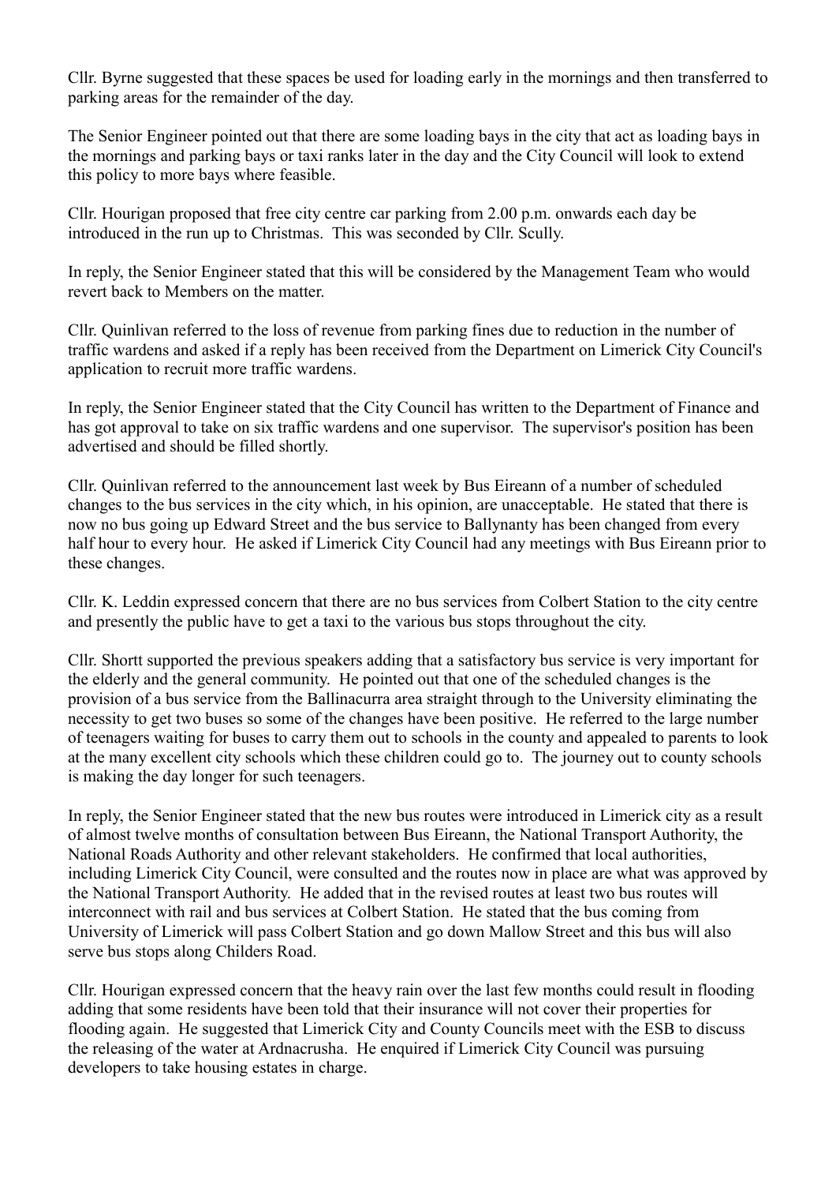Cllr. Byrne suggested that these spaces be used for loading early in the mornings and then transferred to parking areas for the remainder of the day.

The Senior Engineer pointed out that there are some loading bays in the city that act as loading bays in the mornings and parking bays or taxi ranks later in the day and the City Council will look to extend this policy to more bays where feasible.

Cllr. Hourigan proposed that free city centre car parking from 2.00 p.m. onwards each day be introduced in the run up to Christmas. This was seconded by Cllr. Scully.

In reply, the Senior Engineer stated that this will be considered by the Management Team who would revert back to Members on the matter.

Cllr. Quinlivan referred to the loss of revenue from parking fines due to reduction in the number of traffic wardens and asked if a reply has been received from the Department on Limerick City Council's application to recruit more traffic wardens.

In reply, the Senior Engineer stated that the City Council has written to the Department of Finance and has got approval to take on six traffic wardens and one supervisor. The supervisor's position has been advertised and should be filled shortly.

Cllr. Quinlivan referred to the announcement last week by Bus Eireann of a number of scheduled changes to the bus services in the city which, in his opinion, are unacceptable. He stated that there is now no bus going up Edward Street and the bus service to Ballynanty has been changed from every half hour to every hour. He asked if Limerick City Council had any meetings with Bus Eireann prior to these changes.

Cllr. K. Leddin expressed concern that there are no bus services from Colbert Station to the city centre and presently the public have to get a taxi to the various bus stops throughout the city.

Cllr. Shortt supported the previous speakers adding that a satisfactory bus service is very important for the elderly and the general community. He pointed out that one of the scheduled changes is the provision of a bus service from the Ballinacurra area straight through to the University eliminating the necessity to get two buses so some of the changes have been positive. He referred to the large number of teenagers waiting for buses to carry them out to schools in the county and appealed to parents to look at the many excellent city schools which these children could go to. The journey out to county schools is making the day longer for such teenagers.

In reply, the Senior Engineer stated that the new bus routes were introduced in Limerick city as a result of almost twelve months of consultation between Bus Eireann, the National Transport Authority, the National Roads Authority and other relevant stakeholders. He confirmed that local authorities, including Limerick City Council, were consulted and the routes now in place are what was approved by the National Transport Authority. He added that in the revised routes at least two bus routes will interconnect with rail and bus services at Colbert Station. He stated that the bus coming from University of Limerick will pass Colbert Station and go down Mallow Street and this bus will also serve bus stops along Childers Road.

Cllr. Hourigan expressed concern that the heavy rain over the last few months could result in flooding adding that some residents have been told that their insurance will not cover their properties for flooding again. He suggested that Limerick City and County Councils meet with the ESB to discuss the releasing of the water at Ardnacrusha. He enquired if Limerick City Council was pursuing developers to take housing estates in charge.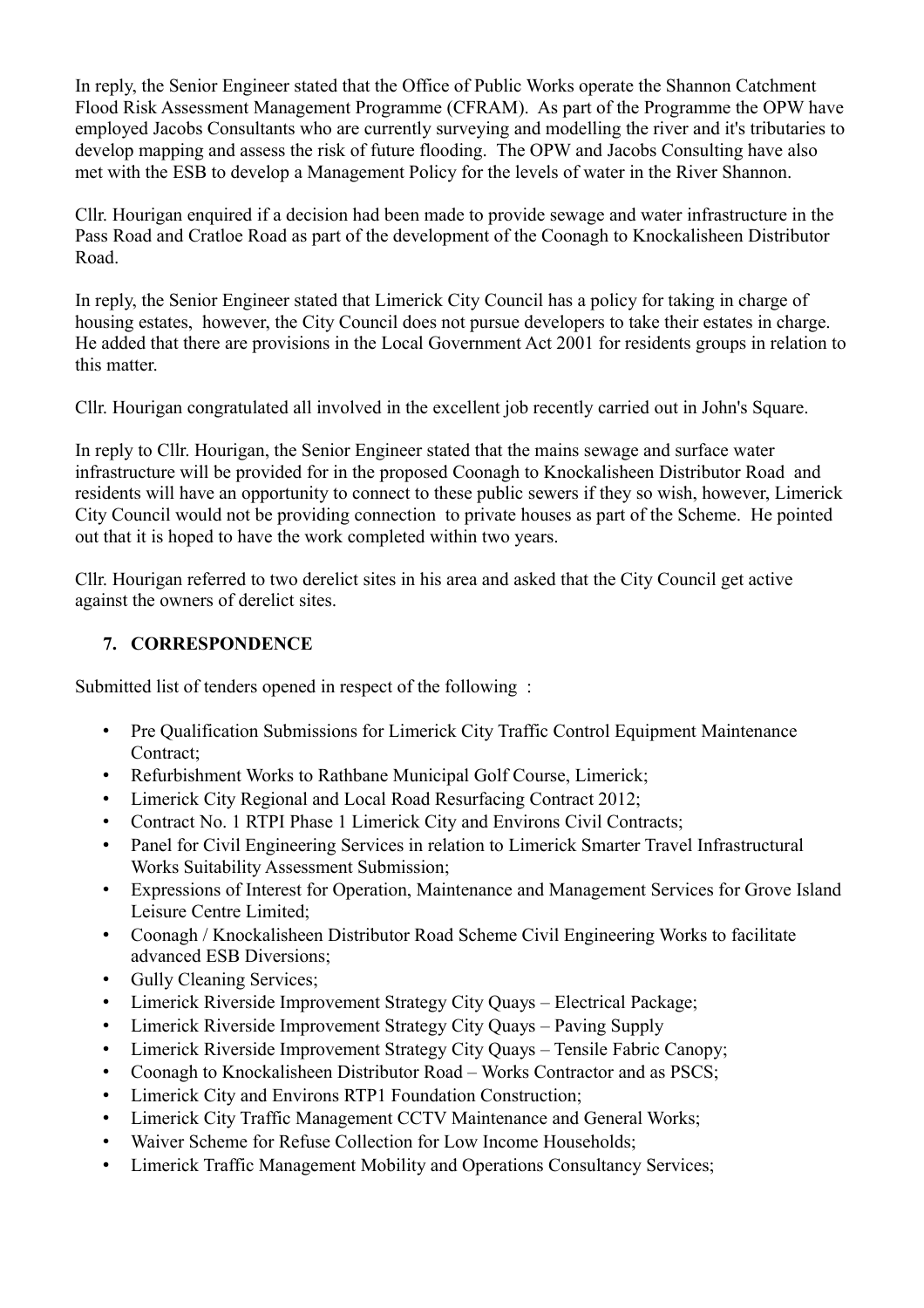In reply, the Senior Engineer stated that the Office of Public Works operate the Shannon Catchment Flood Risk Assessment Management Programme (CFRAM). As part of the Programme the OPW have employed Jacobs Consultants who are currently surveying and modelling the river and it's tributaries to develop mapping and assess the risk of future flooding. The OPW and Jacobs Consulting have also met with the ESB to develop a Management Policy for the levels of water in the River Shannon.

Cllr. Hourigan enquired if a decision had been made to provide sewage and water infrastructure in the Pass Road and Cratloe Road as part of the development of the Coonagh to Knockalisheen Distributor Road.

In reply, the Senior Engineer stated that Limerick City Council has a policy for taking in charge of housing estates, however, the City Council does not pursue developers to take their estates in charge. He added that there are provisions in the Local Government Act 2001 for residents groups in relation to this matter.

Cllr. Hourigan congratulated all involved in the excellent job recently carried out in John's Square.

In reply to Cllr. Hourigan, the Senior Engineer stated that the mains sewage and surface water infrastructure will be provided for in the proposed Coonagh to Knockalisheen Distributor Road and residents will have an opportunity to connect to these public sewers if they so wish, however, Limerick City Council would not be providing connection to private houses as part of the Scheme. He pointed out that it is hoped to have the work completed within two years.

Cllr. Hourigan referred to two derelict sites in his area and asked that the City Council get active against the owners of derelict sites.

## 7. CORRESPONDENCE

Submitted list of tenders opened in respect of the following :

- Pre Qualification Submissions for Limerick City Traffic Control Equipment Maintenance Contract;
- Refurbishment Works to Rathbane Municipal Golf Course, Limerick;
- Limerick City Regional and Local Road Resurfacing Contract 2012;
- Contract No. 1 RTPI Phase 1 Limerick City and Environs Civil Contracts;
- Panel for Civil Engineering Services in relation to Limerick Smarter Travel Infrastructural Works Suitability Assessment Submission;
- Expressions of Interest for Operation, Maintenance and Management Services for Grove Island Leisure Centre Limited;
- Coonagh / Knockalisheen Distributor Road Scheme Civil Engineering Works to facilitate advanced ESB Diversions;
- Gully Cleaning Services;
- Limerick Riverside Improvement Strategy City Quays – Electrical Package;
- Limerick Riverside Improvement Strategy City Quays – Paving Supply
- Limerick Riverside Improvement Strategy City Quays – Tensile Fabric Canopy;
- Coonagh to Knockalisheen Distributor Road – Works Contractor and as PSCS;
- Limerick City and Environs RTP1 Foundation Construction;
- Limerick City Traffic Management CCTV Maintenance and General Works;
- Waiver Scheme for Refuse Collection for Low Income Households;
- Limerick Traffic Management Mobility and Operations Consultancy Services;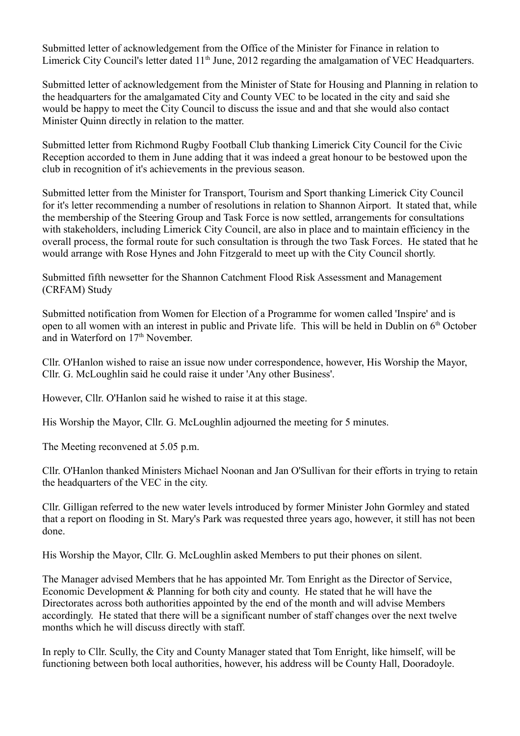Submitted letter of acknowledgement from the Office of the Minister for Finance in relation to Limerick City Council's letter dated 11th June, 2012 regarding the amalgamation of VEC Headquarters.

Submitted letter of acknowledgement from the Minister of State for Housing and Planning in relation to the headquarters for the amalgamated City and County VEC to be located in the city and said she would be happy to meet the City Council to discuss the issue and and that she would also contact Minister Quinn directly in relation to the matter.

Submitted letter from Richmond Rugby Football Club thanking Limerick City Council for the Civic Reception accorded to them in June adding that it was indeed a great honour to be bestowed upon the club in recognition of it's achievements in the previous season.

Submitted letter from the Minister for Transport, Tourism and Sport thanking Limerick City Council for it's letter recommending a number of resolutions in relation to Shannon Airport. It stated that, while the membership of the Steering Group and Task Force is now settled, arrangements for consultations with stakeholders, including Limerick City Council, are also in place and to maintain efficiency in the overall process, the formal route for such consultation is through the two Task Forces. He stated that he would arrange with Rose Hynes and John Fitzgerald to meet up with the City Council shortly.

Submitted fifth newsetter for the Shannon Catchment Flood Risk Assessment and Management (CRFAM) Study

Submitted notification from Women for Election of a Programme for women called 'Inspire' and is open to all women with an interest in public and Private life. This will be held in Dublin on 6th October and in Waterford on 17th November.

Cllr. O'Hanlon wished to raise an issue now under correspondence, however, His Worship the Mayor, Cllr. G. McLoughlin said he could raise it under 'Any other Business'.

However, Cllr. O'Hanlon said he wished to raise it at this stage.

His Worship the Mayor, Cllr. G. McLoughlin adjourned the meeting for 5 minutes.

The Meeting reconvened at 5.05 p.m.

Cllr. O'Hanlon thanked Ministers Michael Noonan and Jan O'Sullivan for their efforts in trying to retain the headquarters of the VEC in the city.

Cllr. Gilligan referred to the new water levels introduced by former Minister John Gormley and stated that a report on flooding in St. Mary's Park was requested three years ago, however, it still has not been done.

His Worship the Mayor, Cllr. G. McLoughlin asked Members to put their phones on silent.

The Manager advised Members that he has appointed Mr. Tom Enright as the Director of Service, Economic Development & Planning for both city and county. He stated that he will have the Directorates across both authorities appointed by the end of the month and will advise Members accordingly. He stated that there will be a significant number of staff changes over the next twelve months which he will discuss directly with staff.

In reply to Cllr. Scully, the City and County Manager stated that Tom Enright, like himself, will be functioning between both local authorities, however, his address will be County Hall, Dooradoyle.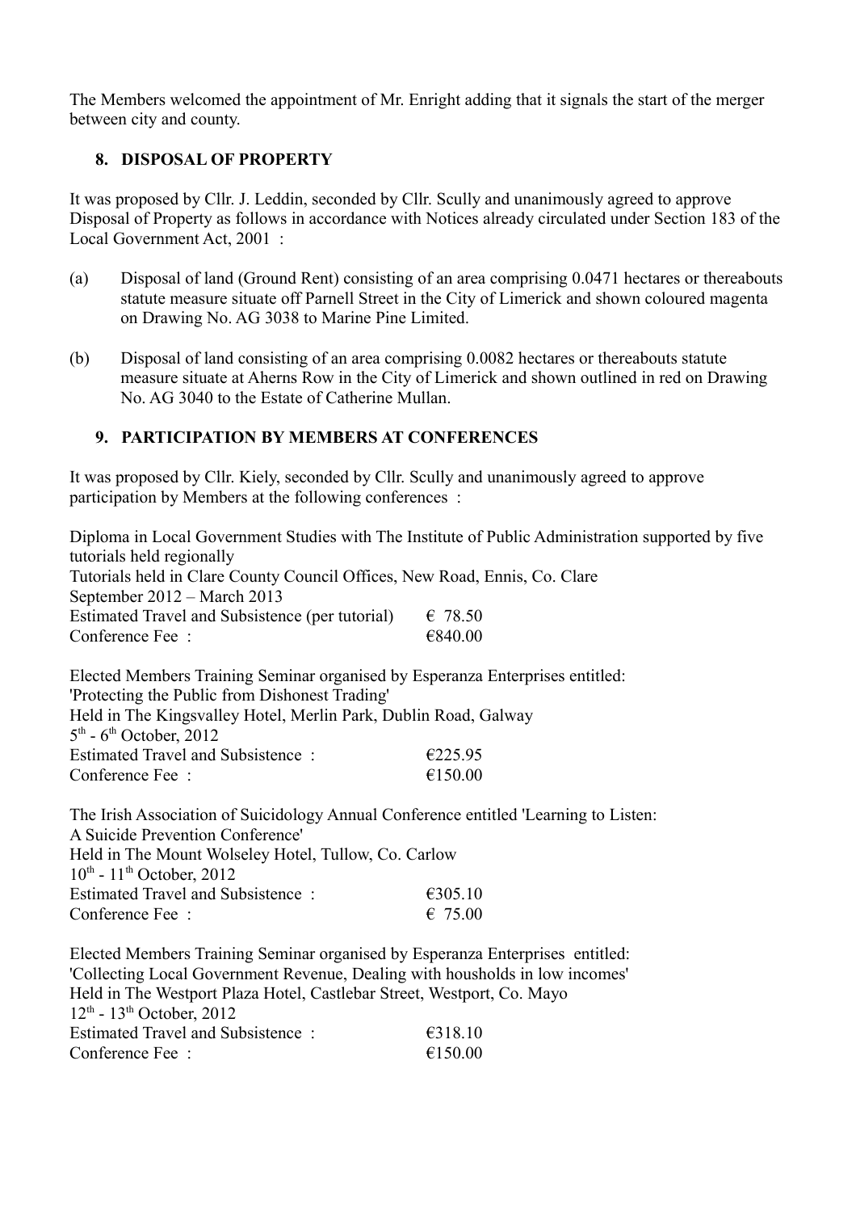The Members welcomed the appointment of Mr. Enright adding that it signals the start of the merger between city and county.

## 8. DISPOSAL OF PROPERTY

It was proposed by Cllr. J. Leddin, seconded by Cllr. Scully and unanimously agreed to approve Disposal of Property as follows in accordance with Notices already circulated under Section 183 of the Local Government Act, 2001 :

(a) Disposal of land (Ground Rent) consisting of an area comprising 0.0471 hectares or thereabouts statute measure situate off Parnell Street in the City of Limerick and shown coloured magenta on Drawing No. AG 3038 to Marine Pine Limited.

(b) Disposal of land consisting of an area comprising 0.0082 hectares or thereabouts statute measure situate at Aherns Row in the City of Limerick and shown outlined in red on Drawing No. AG 3040 to the Estate of Catherine Mullan.

## 9. PARTICIPATION BY MEMBERS AT CONFERENCES

It was proposed by Cllr. Kiely, seconded by Cllr. Scully and unanimously agreed to approve participation by Members at the following conferences :

Diploma in Local Government Studies with The Institute of Public Administration supported by five tutorials held regionally
Tutorials held in Clare County Council Offices, New Road, Ennis, Co. Clare
September 2012 – March 2013
Estimated Travel and Subsistence (per tutorial) € 78.50
Conference Fee : €840.00

Elected Members Training Seminar organised by Esperanza Enterprises entitled:
'Protecting the Public from Dishonest Trading'
Held in The Kingsvalley Hotel, Merlin Park, Dublin Road, Galway
5th - 6th October, 2012
Estimated Travel and Subsistence : €225.95
Conference Fee : €150.00

The Irish Association of Suicidology Annual Conference entitled 'Learning to Listen: A Suicide Prevention Conference'
Held in The Mount Wolseley Hotel, Tullow, Co. Carlow
10th - 11th October, 2012
Estimated Travel and Subsistence : €305.10
Conference Fee : € 75.00

Elected Members Training Seminar organised by Esperanza Enterprises entitled:
'Collecting Local Government Revenue, Dealing with housholds in low incomes'
Held in The Westport Plaza Hotel, Castlebar Street, Westport, Co. Mayo
12th - 13th October, 2012
Estimated Travel and Subsistence : €318.10
Conference Fee : €150.00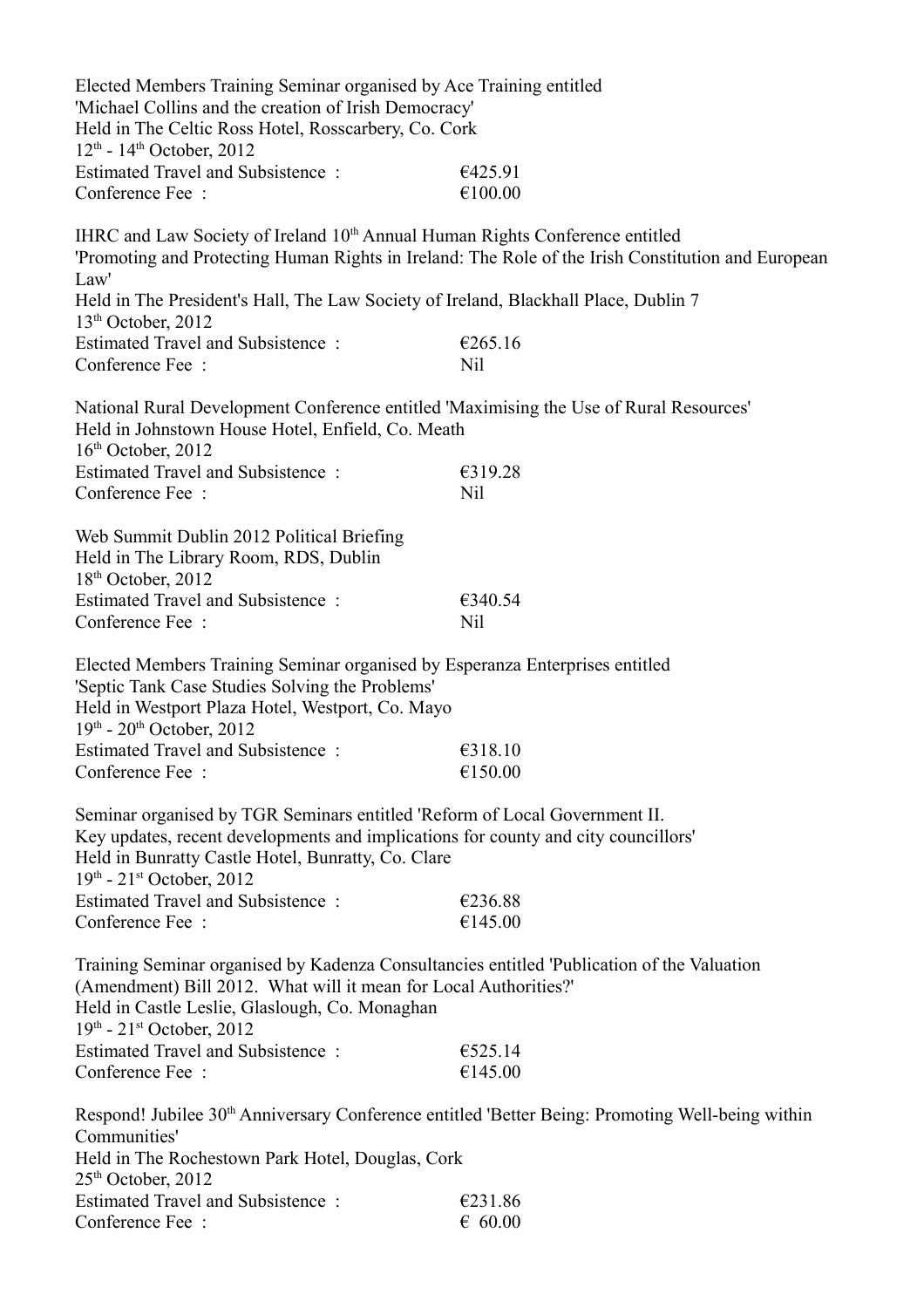Elected Members Training Seminar organised by Ace Training entitled
'Michael Collins and the creation of Irish Democracy'
Held in The Celtic Ross Hotel, Rosscarbery, Co. Cork
12th - 14th October, 2012
Estimated Travel and Subsistence : €425.91
Conference Fee : €100.00

IHRC and Law Society of Ireland 10th Annual Human Rights Conference entitled
'Promoting and Protecting Human Rights in Ireland: The Role of the Irish Constitution and European Law'
Held in The President's Hall, The Law Society of Ireland, Blackhall Place, Dublin 7
13th October, 2012
Estimated Travel and Subsistence : €265.16
Conference Fee : Nil

National Rural Development Conference entitled 'Maximising the Use of Rural Resources'
Held in Johnstown House Hotel, Enfield, Co. Meath
16th October, 2012
Estimated Travel and Subsistence : €319.28
Conference Fee : Nil

Web Summit Dublin 2012 Political Briefing
Held in The Library Room, RDS, Dublin
18th October, 2012
Estimated Travel and Subsistence : €340.54
Conference Fee : Nil

Elected Members Training Seminar organised by Esperanza Enterprises entitled
'Septic Tank Case Studies Solving the Problems'
Held in Westport Plaza Hotel, Westport, Co. Mayo
19th - 20th October, 2012
Estimated Travel and Subsistence : €318.10
Conference Fee : €150.00

Seminar organised by TGR Seminars entitled 'Reform of Local Government II.
Key updates, recent developments and implications for county and city councillors'
Held in Bunratty Castle Hotel, Bunratty, Co. Clare
19th - 21st October, 2012
Estimated Travel and Subsistence : €236.88
Conference Fee : €145.00

Training Seminar organised by Kadenza Consultancies entitled 'Publication of the Valuation (Amendment) Bill 2012. What will it mean for Local Authorities?'
Held in Castle Leslie, Glaslough, Co. Monaghan
19th - 21st October, 2012
Estimated Travel and Subsistence : €525.14
Conference Fee : €145.00

Respond! Jubilee 30th Anniversary Conference entitled 'Better Being: Promoting Well-being within Communities'
Held in The Rochestown Park Hotel, Douglas, Cork
25th October, 2012
Estimated Travel and Subsistence : €231.86
Conference Fee : € 60.00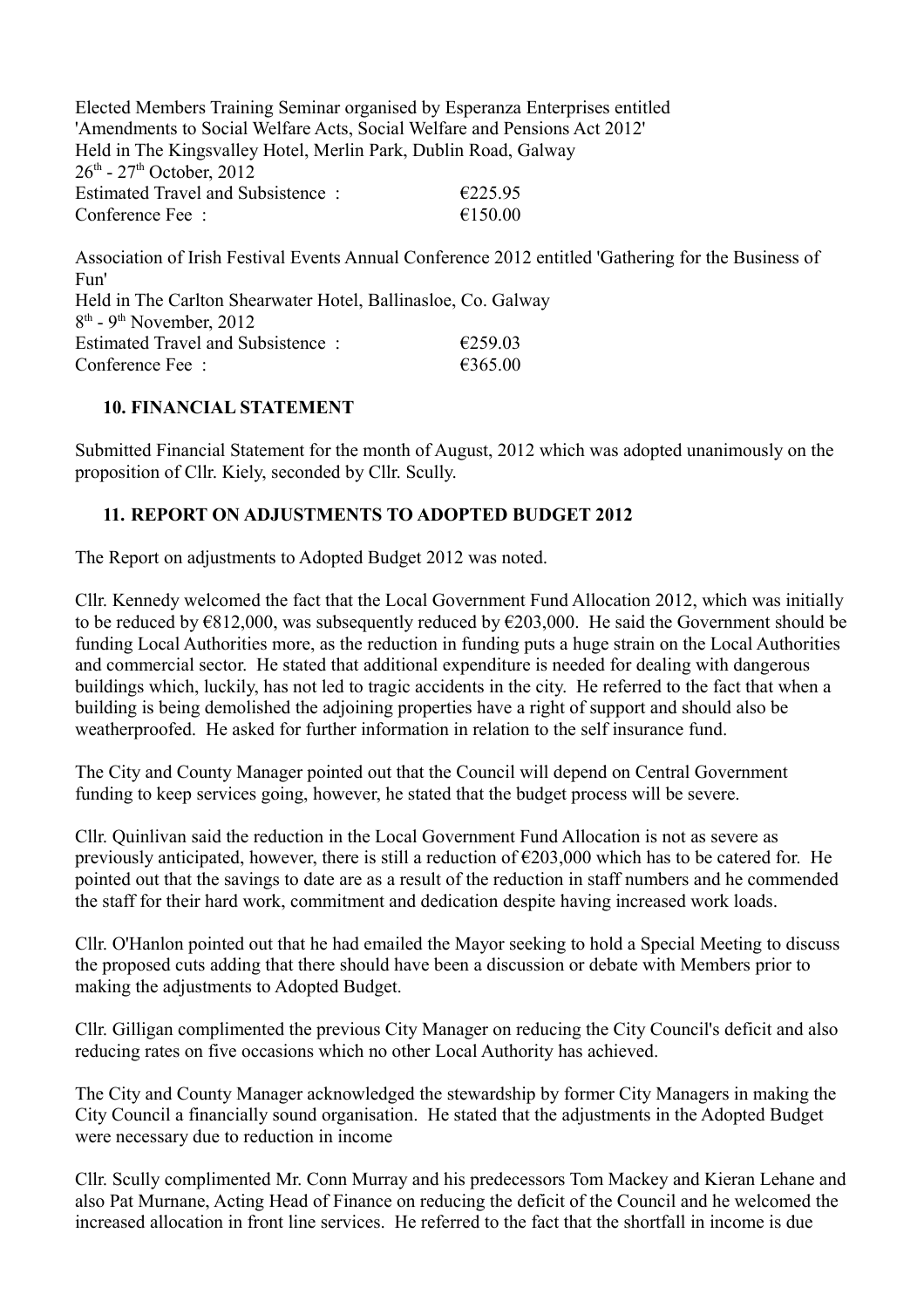Elected Members Training Seminar organised by Esperanza Enterprises entitled 'Amendments to Social Welfare Acts, Social Welfare and Pensions Act 2012'
Held in The Kingsvalley Hotel, Merlin Park, Dublin Road, Galway
26th - 27th October, 2012
Estimated Travel and Subsistence : €225.95
Conference Fee : €150.00

Association of Irish Festival Events Annual Conference 2012 entitled 'Gathering for the Business of Fun'
Held in The Carlton Shearwater Hotel, Ballinasloe, Co. Galway
8th - 9th November, 2012
Estimated Travel and Subsistence : €259.03
Conference Fee : €365.00

## 10. FINANCIAL STATEMENT

Submitted Financial Statement for the month of August, 2012 which was adopted unanimously on the proposition of Cllr. Kiely, seconded by Cllr. Scully.

## 11. REPORT ON ADJUSTMENTS TO ADOPTED BUDGET 2012

The Report on adjustments to Adopted Budget 2012 was noted.

Cllr. Kennedy welcomed the fact that the Local Government Fund Allocation 2012, which was initially to be reduced by €812,000, was subsequently reduced by €203,000. He said the Government should be funding Local Authorities more, as the reduction in funding puts a huge strain on the Local Authorities and commercial sector. He stated that additional expenditure is needed for dealing with dangerous buildings which, luckily, has not led to tragic accidents in the city. He referred to the fact that when a building is being demolished the adjoining properties have a right of support and should also be weatherproofed. He asked for further information in relation to the self insurance fund.

The City and County Manager pointed out that the Council will depend on Central Government funding to keep services going, however, he stated that the budget process will be severe.

Cllr. Quinlivan said the reduction in the Local Government Fund Allocation is not as severe as previously anticipated, however, there is still a reduction of €203,000 which has to be catered for. He pointed out that the savings to date are as a result of the reduction in staff numbers and he commended the staff for their hard work, commitment and dedication despite having increased work loads.

Cllr. O'Hanlon pointed out that he had emailed the Mayor seeking to hold a Special Meeting to discuss the proposed cuts adding that there should have been a discussion or debate with Members prior to making the adjustments to Adopted Budget.

Cllr. Gilligan complimented the previous City Manager on reducing the City Council's deficit and also reducing rates on five occasions which no other Local Authority has achieved.

The City and County Manager acknowledged the stewardship by former City Managers in making the City Council a financially sound organisation. He stated that the adjustments in the Adopted Budget were necessary due to reduction in income

Cllr. Scully complimented Mr. Conn Murray and his predecessors Tom Mackey and Kieran Lehane and also Pat Murnane, Acting Head of Finance on reducing the deficit of the Council and he welcomed the increased allocation in front line services. He referred to the fact that the shortfall in income is due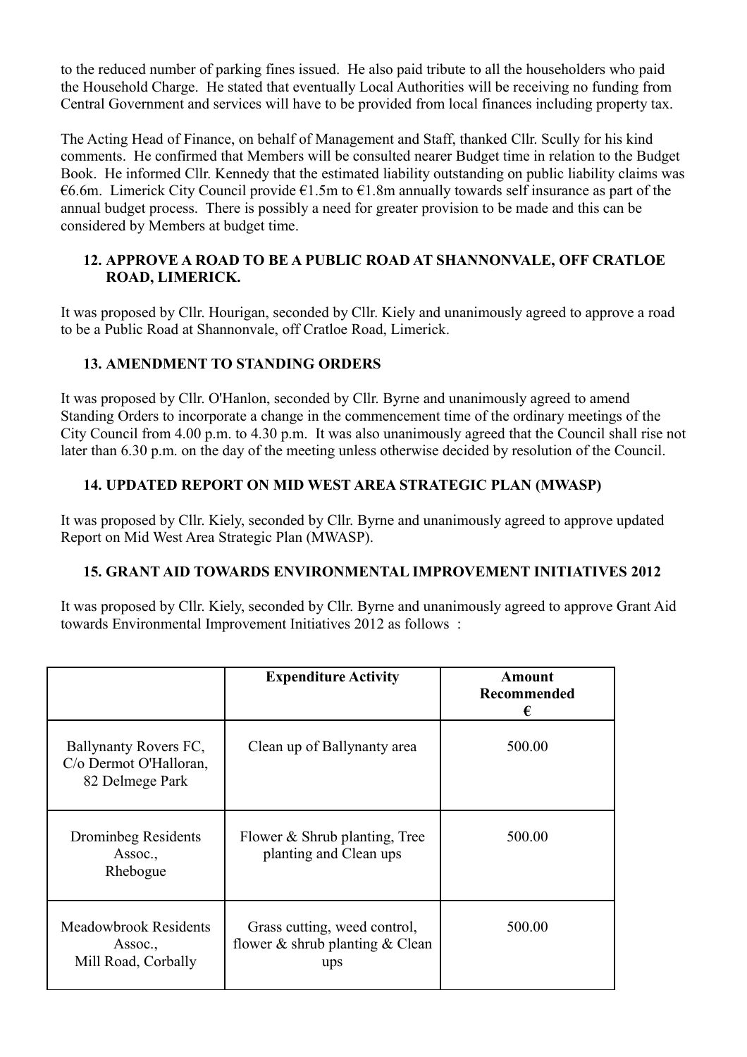to the reduced number of parking fines issued. He also paid tribute to all the householders who paid the Household Charge. He stated that eventually Local Authorities will be receiving no funding from Central Government and services will have to be provided from local finances including property tax.

The Acting Head of Finance, on behalf of Management and Staff, thanked Cllr. Scully for his kind comments. He confirmed that Members will be consulted nearer Budget time in relation to the Budget Book. He informed Cllr. Kennedy that the estimated liability outstanding on public liability claims was €6.6m. Limerick City Council provide €1.5m to €1.8m annually towards self insurance as part of the annual budget process. There is possibly a need for greater provision to be made and this can be considered by Members at budget time.

## 12. APPROVE A ROAD TO BE A PUBLIC ROAD AT SHANNONVALE, OFF CRATLOE ROAD, LIMERICK.

It was proposed by Cllr. Hourigan, seconded by Cllr. Kiely and unanimously agreed to approve a road to be a Public Road at Shannonvale, off Cratloe Road, Limerick.

## 13. AMENDMENT TO STANDING ORDERS

It was proposed by Cllr. O'Hanlon, seconded by Cllr. Byrne and unanimously agreed to amend Standing Orders to incorporate a change in the commencement time of the ordinary meetings of the City Council from 4.00 p.m. to 4.30 p.m. It was also unanimously agreed that the Council shall rise not later than 6.30 p.m. on the day of the meeting unless otherwise decided by resolution of the Council.

## 14. UPDATED REPORT ON MID WEST AREA STRATEGIC PLAN (MWASP)

It was proposed by Cllr. Kiely, seconded by Cllr. Byrne and unanimously agreed to approve updated Report on Mid West Area Strategic Plan (MWASP).

## 15. GRANT AID TOWARDS ENVIRONMENTAL IMPROVEMENT INITIATIVES 2012

It was proposed by Cllr. Kiely, seconded by Cllr. Byrne and unanimously agreed to approve Grant Aid towards Environmental Improvement Initiatives 2012 as follows :

| | **Expenditure Activity** | **Amount Recommended €** |
|---|---|---|
| Ballynanty Rovers FC, C/o Dermot O'Halloran, 82 Delmege Park | Clean up of Ballynanty area | 500.00 |
| Drominbeg Residents Assoc., Rhebogue | Flower & Shrub planting, Tree planting and Clean ups | 500.00 |
| Meadowbrook Residents Assoc., Mill Road, Corbally | Grass cutting, weed control, flower & shrub planting & Clean ups | 500.00 |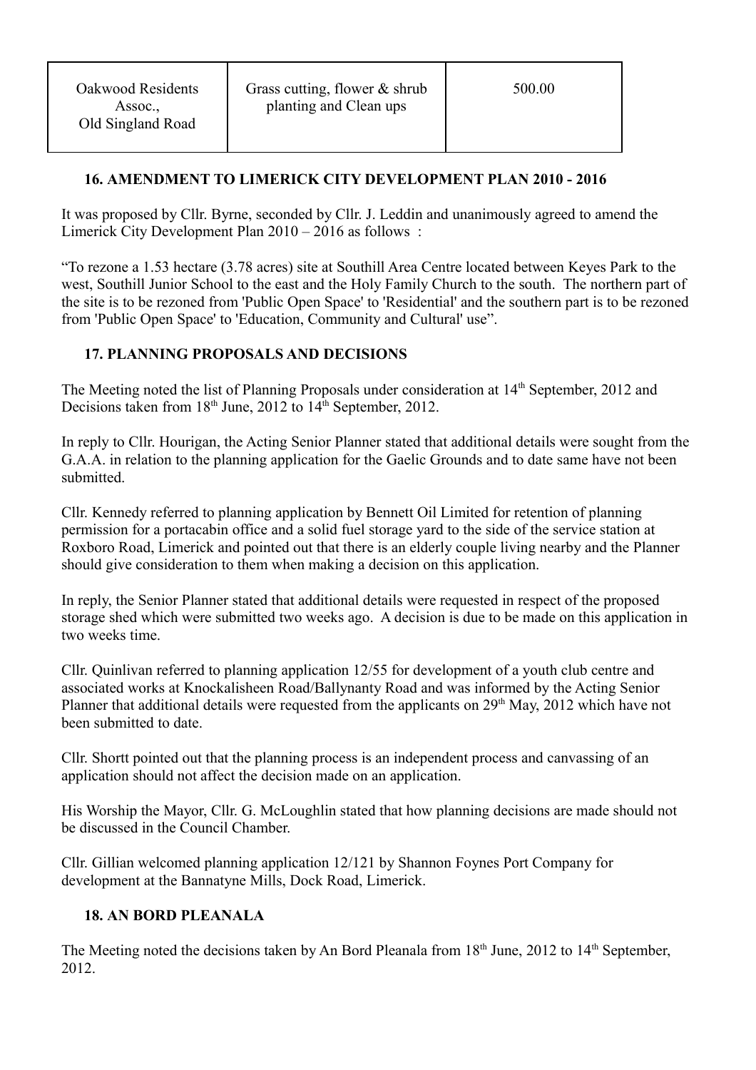| Oakwood Residents Assoc., Old Singland Road | Grass cutting, flower & shrub planting and Clean ups | 500.00 |
|---|---|---|

### 16. AMENDMENT TO LIMERICK CITY DEVELOPMENT PLAN 2010 - 2016

It was proposed by Cllr. Byrne, seconded by Cllr. J. Leddin and unanimously agreed to amend the Limerick City Development Plan 2010 – 2016 as follows :

"To rezone a 1.53 hectare (3.78 acres) site at Southill Area Centre located between Keyes Park to the west, Southill Junior School to the east and the Holy Family Church to the south. The northern part of the site is to be rezoned from 'Public Open Space' to 'Residential' and the southern part is to be rezoned from 'Public Open Space' to 'Education, Community and Cultural' use".

### 17. PLANNING PROPOSALS AND DECISIONS

The Meeting noted the list of Planning Proposals under consideration at 14th September, 2012 and Decisions taken from 18th June, 2012 to 14th September, 2012.

In reply to Cllr. Hourigan, the Acting Senior Planner stated that additional details were sought from the G.A.A. in relation to the planning application for the Gaelic Grounds and to date same have not been submitted.

Cllr. Kennedy referred to planning application by Bennett Oil Limited for retention of planning permission for a portacabin office and a solid fuel storage yard to the side of the service station at Roxboro Road, Limerick and pointed out that there is an elderly couple living nearby and the Planner should give consideration to them when making a decision on this application.

In reply, the Senior Planner stated that additional details were requested in respect of the proposed storage shed which were submitted two weeks ago. A decision is due to be made on this application in two weeks time.

Cllr. Quinlivan referred to planning application 12/55 for development of a youth club centre and associated works at Knockalisheen Road/Ballynanty Road and was informed by the Acting Senior Planner that additional details were requested from the applicants on 29th May, 2012 which have not been submitted to date.

Cllr. Shortt pointed out that the planning process is an independent process and canvassing of an application should not affect the decision made on an application.

His Worship the Mayor, Cllr. G. McLoughlin stated that how planning decisions are made should not be discussed in the Council Chamber.

Cllr. Gillian welcomed planning application 12/121 by Shannon Foynes Port Company for development at the Bannatyne Mills, Dock Road, Limerick.

### 18. AN BORD PLEANALA

The Meeting noted the decisions taken by An Bord Pleanala from 18th June, 2012 to 14th September, 2012.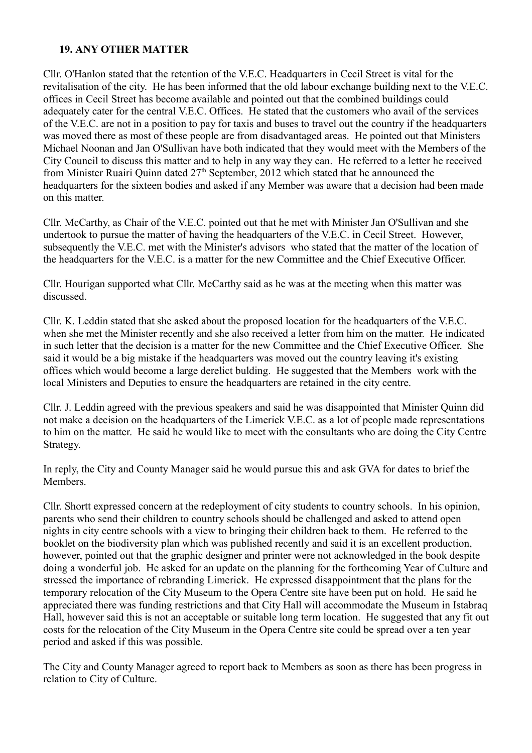## 19. ANY OTHER MATTER

Cllr. O'Hanlon stated that the retention of the V.E.C. Headquarters in Cecil Street is vital for the revitalisation of the city. He has been informed that the old labour exchange building next to the V.E.C. offices in Cecil Street has become available and pointed out that the combined buildings could adequately cater for the central V.E.C. Offices. He stated that the customers who avail of the services of the V.E.C. are not in a position to pay for taxis and buses to travel out the country if the headquarters was moved there as most of these people are from disadvantaged areas. He pointed out that Ministers Michael Noonan and Jan O'Sullivan have both indicated that they would meet with the Members of the City Council to discuss this matter and to help in any way they can. He referred to a letter he received from Minister Ruairi Quinn dated 27th September, 2012 which stated that he announced the headquarters for the sixteen bodies and asked if any Member was aware that a decision had been made on this matter.

Cllr. McCarthy, as Chair of the V.E.C. pointed out that he met with Minister Jan O'Sullivan and she undertook to pursue the matter of having the headquarters of the V.E.C. in Cecil Street. However, subsequently the V.E.C. met with the Minister's advisors who stated that the matter of the location of the headquarters for the V.E.C. is a matter for the new Committee and the Chief Executive Officer.

Cllr. Hourigan supported what Cllr. McCarthy said as he was at the meeting when this matter was discussed.

Cllr. K. Leddin stated that she asked about the proposed location for the headquarters of the V.E.C. when she met the Minister recently and she also received a letter from him on the matter. He indicated in such letter that the decision is a matter for the new Committee and the Chief Executive Officer. She said it would be a big mistake if the headquarters was moved out the country leaving it's existing offices which would become a large derelict bulding. He suggested that the Members work with the local Ministers and Deputies to ensure the headquarters are retained in the city centre.

Cllr. J. Leddin agreed with the previous speakers and said he was disappointed that Minister Quinn did not make a decision on the headquarters of the Limerick V.E.C. as a lot of people made representations to him on the matter. He said he would like to meet with the consultants who are doing the City Centre Strategy.

In reply, the City and County Manager said he would pursue this and ask GVA for dates to brief the Members.

Cllr. Shortt expressed concern at the redeployment of city students to country schools. In his opinion, parents who send their children to country schools should be challenged and asked to attend open nights in city centre schools with a view to bringing their children back to them. He referred to the booklet on the biodiversity plan which was published recently and said it is an excellent production, however, pointed out that the graphic designer and printer were not acknowledged in the book despite doing a wonderful job. He asked for an update on the planning for the forthcoming Year of Culture and stressed the importance of rebranding Limerick. He expressed disappointment that the plans for the temporary relocation of the City Museum to the Opera Centre site have been put on hold. He said he appreciated there was funding restrictions and that City Hall will accommodate the Museum in Istabraq Hall, however said this is not an acceptable or suitable long term location. He suggested that any fit out costs for the relocation of the City Museum in the Opera Centre site could be spread over a ten year period and asked if this was possible.

The City and County Manager agreed to report back to Members as soon as there has been progress in relation to City of Culture.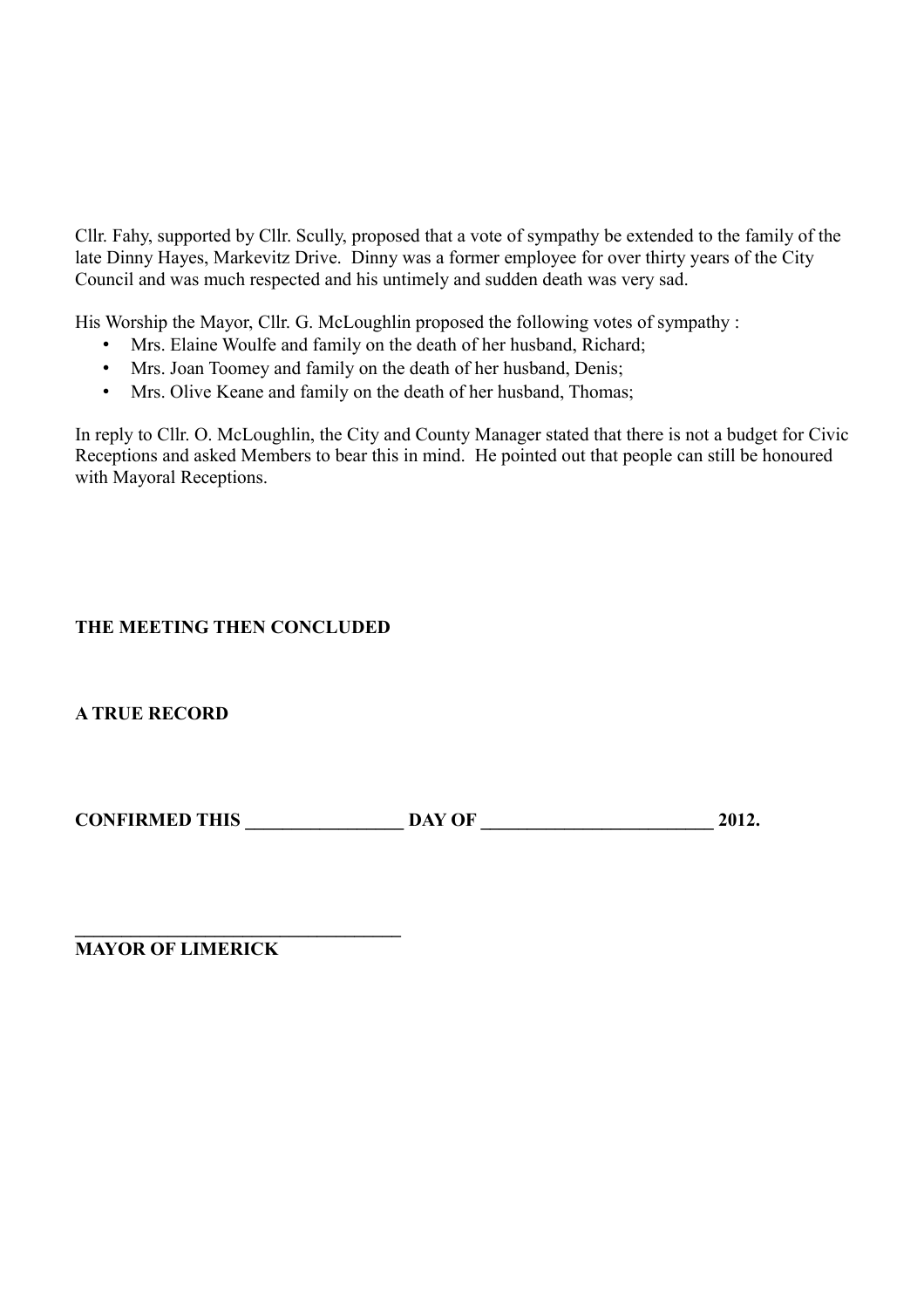Cllr. Fahy, supported by Cllr. Scully, proposed that a vote of sympathy be extended to the family of the late Dinny Hayes, Markevitz Drive. Dinny was a former employee for over thirty years of the City Council and was much respected and his untimely and sudden death was very sad.

His Worship the Mayor, Cllr. G. McLoughlin proposed the following votes of sympathy :

- Mrs. Elaine Woulfe and family on the death of her husband, Richard;
- Mrs. Joan Toomey and family on the death of her husband, Denis;
- Mrs. Olive Keane and family on the death of her husband, Thomas;

In reply to Cllr. O. McLoughlin, the City and County Manager stated that there is not a budget for Civic Receptions and asked Members to bear this in mind. He pointed out that people can still be honoured with Mayoral Receptions.

**THE MEETING THEN CONCLUDED**

**A TRUE RECORD**

**CONFIRMED THIS _________________ DAY OF _________________________ 2012.**

**___________________________________**
**MAYOR OF LIMERICK**